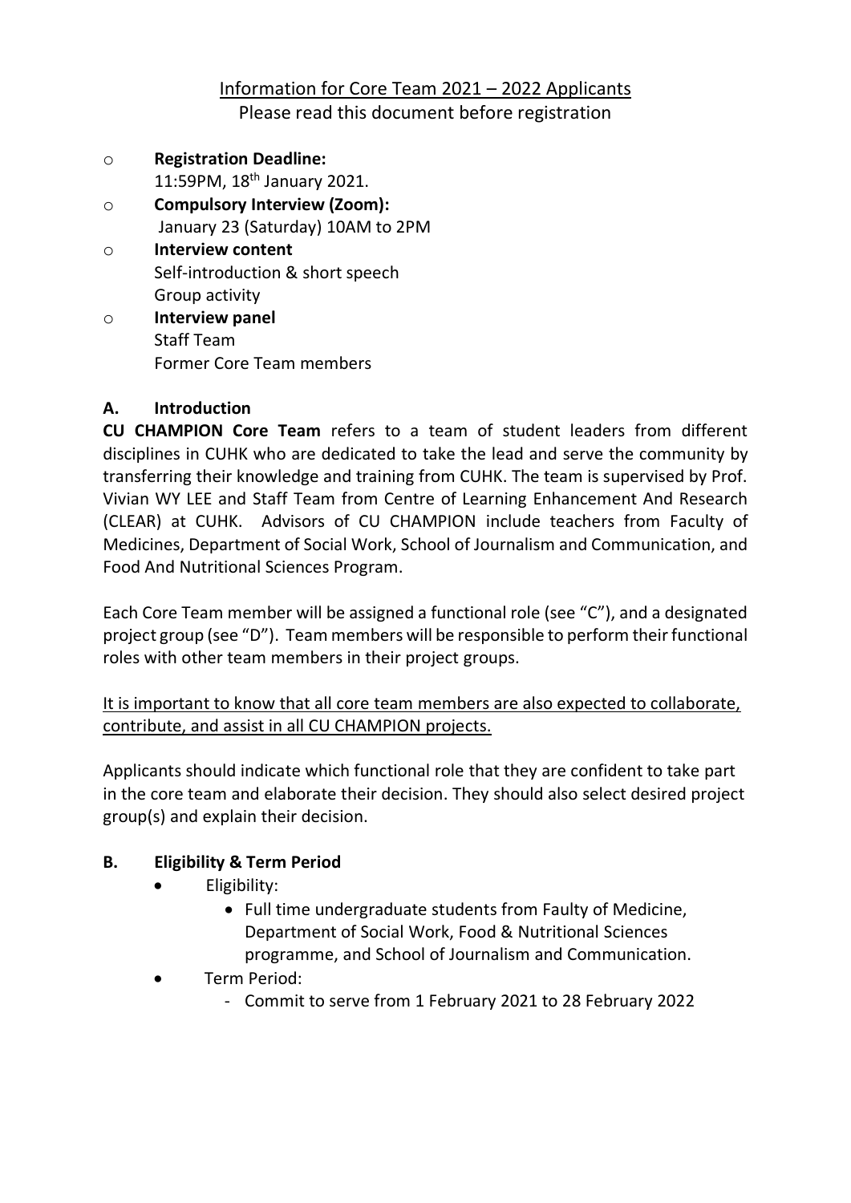# Information for Core Team 2021 – 2022 Applicants

Please read this document before registration

- **Registration Deadline:**
  11:59PM, 18th January 2021.
- **Compulsory Interview (Zoom):**
  January 23 (Saturday) 10AM to 2PM
- **Interview content**
  Self-introduction & short speech
  Group activity
- **Interview panel**
  Staff Team
  Former Core Team members

## A. Introduction

**CU CHAMPION Core Team** refers to a team of student leaders from different disciplines in CUHK who are dedicated to take the lead and serve the community by transferring their knowledge and training from CUHK. The team is supervised by Prof. Vivian WY LEE and Staff Team from Centre of Learning Enhancement And Research (CLEAR) at CUHK. Advisors of CU CHAMPION include teachers from Faculty of Medicines, Department of Social Work, School of Journalism and Communication, and Food And Nutritional Sciences Program.

Each Core Team member will be assigned a functional role (see "C"), and a designated project group (see "D"). Team members will be responsible to perform their functional roles with other team members in their project groups.

<u>It is important to know that all core team members are also expected to collaborate, contribute, and assist in all CU CHAMPION projects.</u>

Applicants should indicate which functional role that they are confident to take part in the core team and elaborate their decision. They should also select desired project group(s) and explain their decision.

## B. Eligibility & Term Period

- Eligibility:
  - Full time undergraduate students from Faculty of Medicine, Department of Social Work, Food & Nutritional Sciences programme, and School of Journalism and Communication.
- Term Period:
  - Commit to serve from 1 February 2021 to 28 February 2022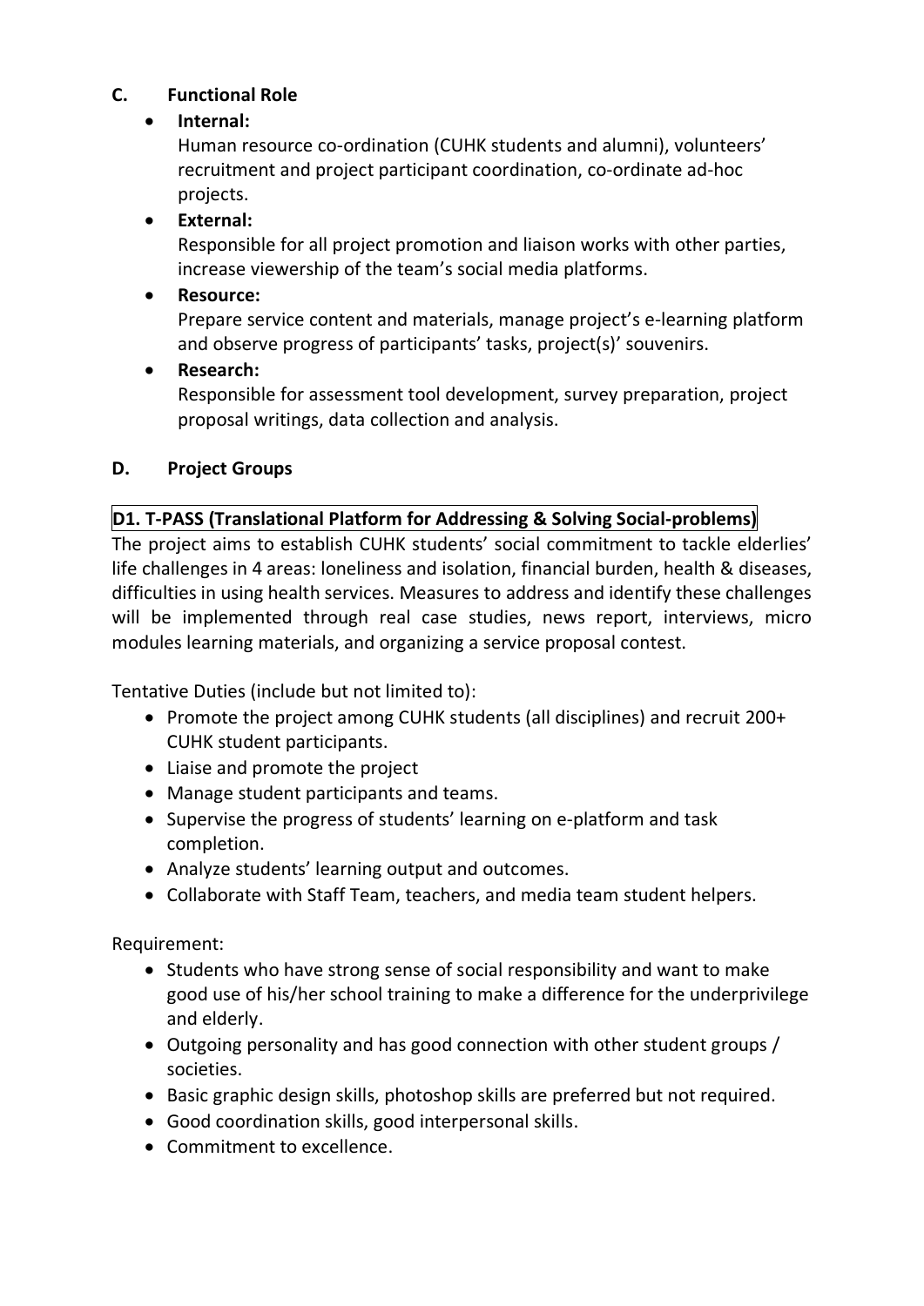## C. Functional Role

- **Internal:**
  Human resource co-ordination (CUHK students and alumni), volunteers' recruitment and project participant coordination, co-ordinate ad-hoc projects.
- **External:**
  Responsible for all project promotion and liaison works with other parties, increase viewership of the team's social media platforms.
- **Resource:**
  Prepare service content and materials, manage project's e-learning platform and observe progress of participants' tasks, project(s)' souvenirs.
- **Research:**
  Responsible for assessment tool development, survey preparation, project proposal writings, data collection and analysis.

## D. Project Groups

### D1. T-PASS (Translational Platform for Addressing & Solving Social-problems)

The project aims to establish CUHK students' social commitment to tackle elderlies' life challenges in 4 areas: loneliness and isolation, financial burden, health & diseases, difficulties in using health services. Measures to address and identify these challenges will be implemented through real case studies, news report, interviews, micro modules learning materials, and organizing a service proposal contest.

Tentative Duties (include but not limited to):

- Promote the project among CUHK students (all disciplines) and recruit 200+ CUHK student participants.
- Liaise and promote the project
- Manage student participants and teams.
- Supervise the progress of students' learning on e-platform and task completion.
- Analyze students' learning output and outcomes.
- Collaborate with Staff Team, teachers, and media team student helpers.

Requirement:

- Students who have strong sense of social responsibility and want to make good use of his/her school training to make a difference for the underprivilege and elderly.
- Outgoing personality and has good connection with other student groups / societies.
- Basic graphic design skills, photoshop skills are preferred but not required.
- Good coordination skills, good interpersonal skills.
- Commitment to excellence.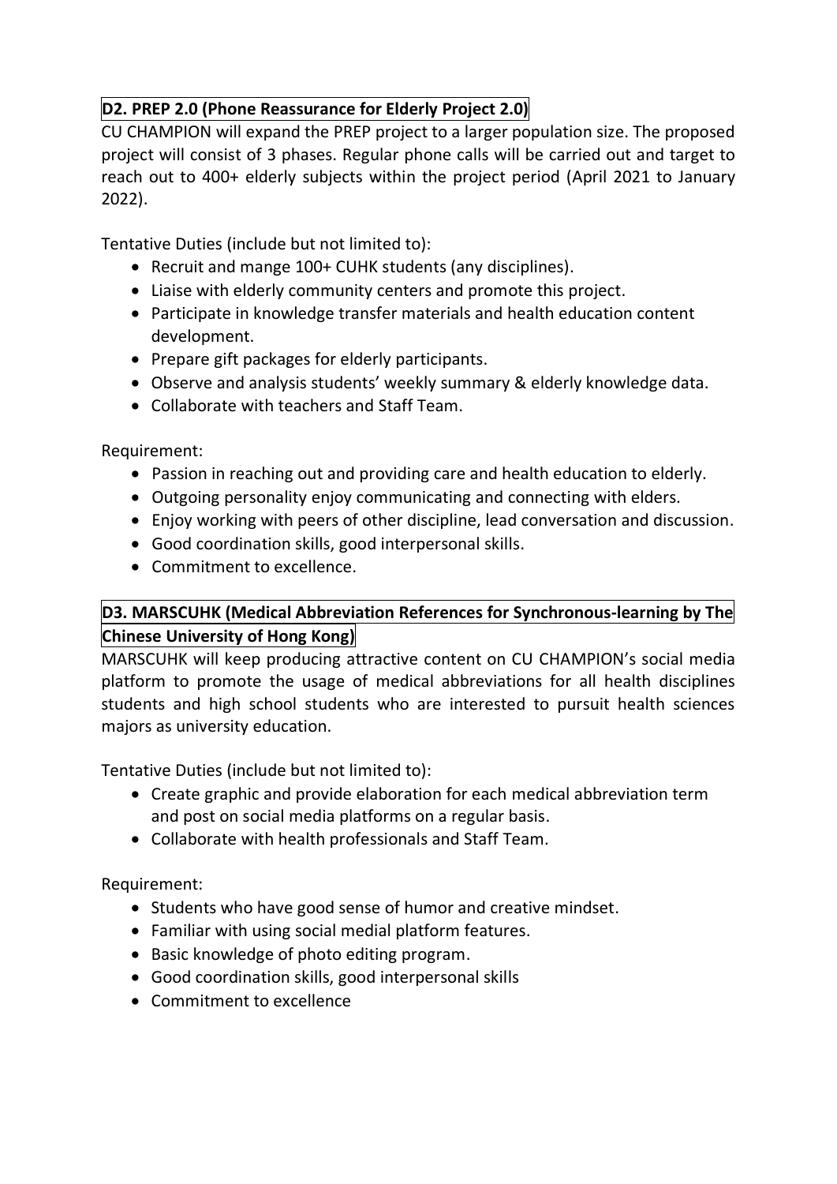### D2. PREP 2.0 (Phone Reassurance for Elderly Project 2.0)

CU CHAMPION will expand the PREP project to a larger population size. The proposed project will consist of 3 phases. Regular phone calls will be carried out and target to reach out to 400+ elderly subjects within the project period (April 2021 to January 2022).

Tentative Duties (include but not limited to):

- Recruit and mange 100+ CUHK students (any disciplines).
- Liaise with elderly community centers and promote this project.
- Participate in knowledge transfer materials and health education content development.
- Prepare gift packages for elderly participants.
- Observe and analysis students' weekly summary & elderly knowledge data.
- Collaborate with teachers and Staff Team.

Requirement:

- Passion in reaching out and providing care and health education to elderly.
- Outgoing personality enjoy communicating and connecting with elders.
- Enjoy working with peers of other discipline, lead conversation and discussion.
- Good coordination skills, good interpersonal skills.
- Commitment to excellence.

### D3. MARSCUHK (Medical Abbreviation References for Synchronous-learning by The Chinese University of Hong Kong)

MARSCUHK will keep producing attractive content on CU CHAMPION's social media platform to promote the usage of medical abbreviations for all health disciplines students and high school students who are interested to pursuit health sciences majors as university education.

Tentative Duties (include but not limited to):

- Create graphic and provide elaboration for each medical abbreviation term and post on social media platforms on a regular basis.
- Collaborate with health professionals and Staff Team.

Requirement:

- Students who have good sense of humor and creative mindset.
- Familiar with using social medial platform features.
- Basic knowledge of photo editing program.
- Good coordination skills, good interpersonal skills
- Commitment to excellence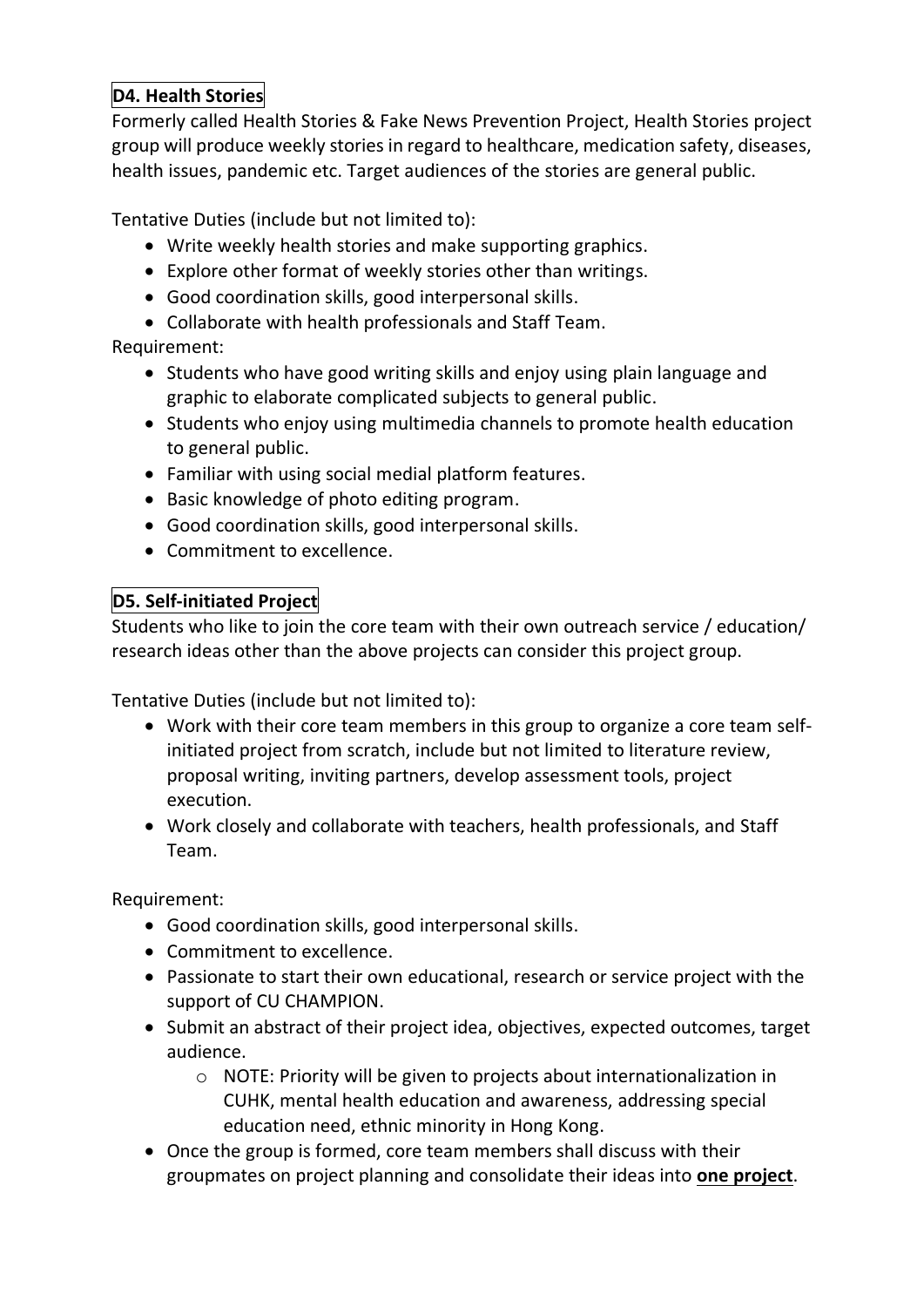### D4. Health Stories

Formerly called Health Stories & Fake News Prevention Project, Health Stories project group will produce weekly stories in regard to healthcare, medication safety, diseases, health issues, pandemic etc. Target audiences of the stories are general public.

Tentative Duties (include but not limited to):

- Write weekly health stories and make supporting graphics.
- Explore other format of weekly stories other than writings.
- Good coordination skills, good interpersonal skills.
- Collaborate with health professionals and Staff Team.

Requirement:

- Students who have good writing skills and enjoy using plain language and graphic to elaborate complicated subjects to general public.
- Students who enjoy using multimedia channels to promote health education to general public.
- Familiar with using social medial platform features.
- Basic knowledge of photo editing program.
- Good coordination skills, good interpersonal skills.
- Commitment to excellence.

### D5. Self-initiated Project

Students who like to join the core team with their own outreach service / education/ research ideas other than the above projects can consider this project group.

Tentative Duties (include but not limited to):

- Work with their core team members in this group to organize a core team self-initiated project from scratch, include but not limited to literature review, proposal writing, inviting partners, develop assessment tools, project execution.
- Work closely and collaborate with teachers, health professionals, and Staff Team.

Requirement:

- Good coordination skills, good interpersonal skills.
- Commitment to excellence.
- Passionate to start their own educational, research or service project with the support of CU CHAMPION.
- Submit an abstract of their project idea, objectives, expected outcomes, target audience.
  - NOTE: Priority will be given to projects about internationalization in CUHK, mental health education and awareness, addressing special education need, ethnic minority in Hong Kong.
- Once the group is formed, core team members shall discuss with their groupmates on project planning and consolidate their ideas into **one project**.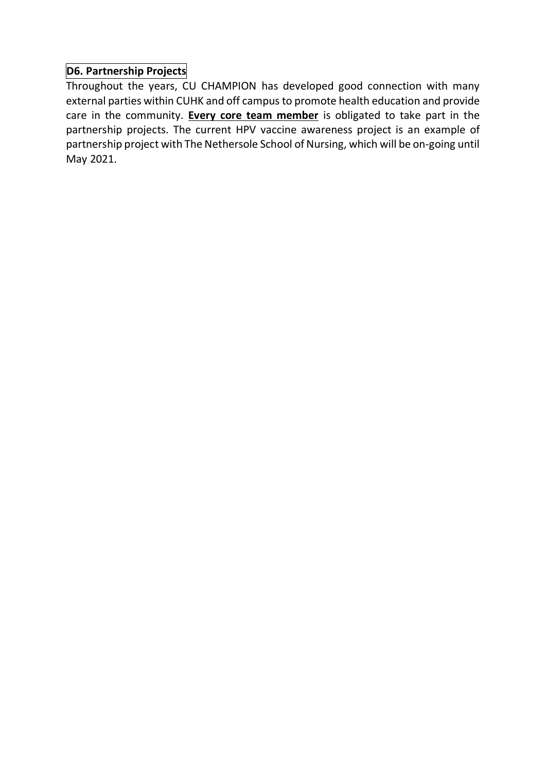## D6. Partnership Projects

Throughout the years, CU CHAMPION has developed good connection with many external parties within CUHK and off campus to promote health education and provide care in the community. **Every core team member** is obligated to take part in the partnership projects. The current HPV vaccine awareness project is an example of partnership project with The Nethersole School of Nursing, which will be on-going until May 2021.